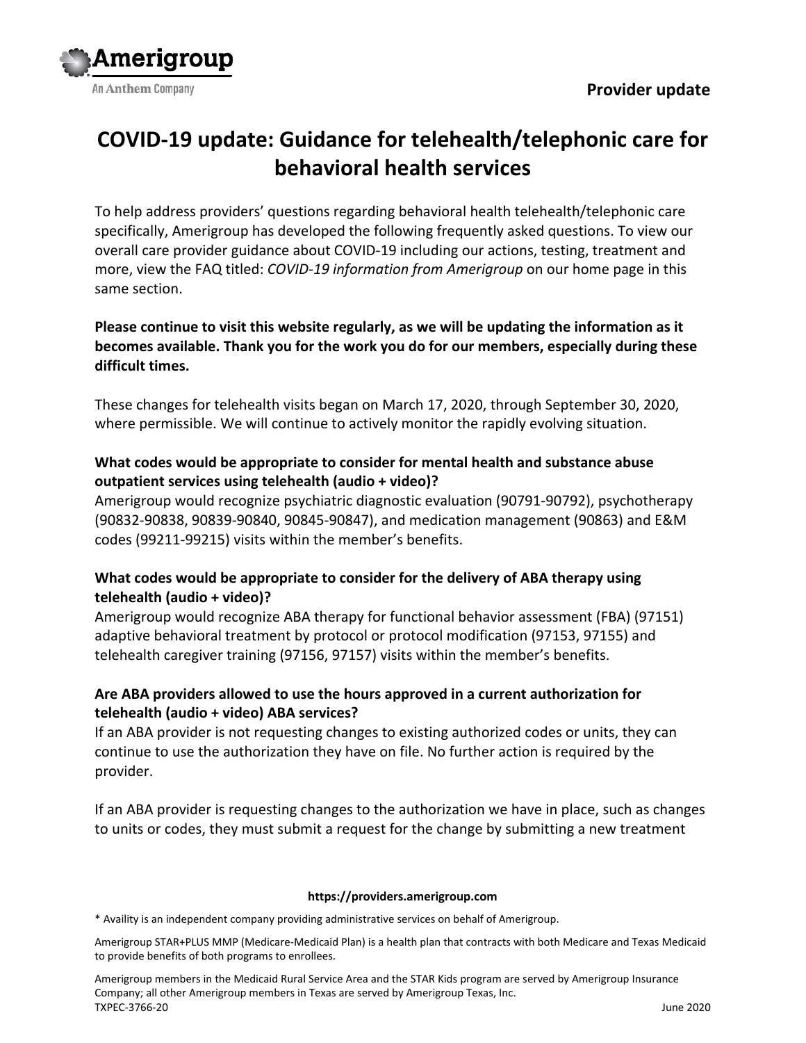Amerigroup
An Anthem Company

**Provider update**

# COVID-19 update: Guidance for telehealth/telephonic care for behavioral health services

To help address providers' questions regarding behavioral health telehealth/telephonic care specifically, Amerigroup has developed the following frequently asked questions. To view our overall care provider guidance about COVID-19 including our actions, testing, treatment and more, view the FAQ titled: *COVID-19 information from Amerigroup* on our home page in this same section.

**Please continue to visit this website regularly, as we will be updating the information as it becomes available. Thank you for the work you do for our members, especially during these difficult times.**

These changes for telehealth visits began on March 17, 2020, through September 30, 2020, where permissible. We will continue to actively monitor the rapidly evolving situation.

**What codes would be appropriate to consider for mental health and substance abuse outpatient services using telehealth (audio + video)?**
Amerigroup would recognize psychiatric diagnostic evaluation (90791-90792), psychotherapy (90832-90838, 90839-90840, 90845-90847), and medication management (90863) and E&M codes (99211-99215) visits within the member's benefits.

**What codes would be appropriate to consider for the delivery of ABA therapy using telehealth (audio + video)?**
Amerigroup would recognize ABA therapy for functional behavior assessment (FBA) (97151) adaptive behavioral treatment by protocol or protocol modification (97153, 97155) and telehealth caregiver training (97156, 97157) visits within the member's benefits.

**Are ABA providers allowed to use the hours approved in a current authorization for telehealth (audio + video) ABA services?**
If an ABA provider is not requesting changes to existing authorized codes or units, they can continue to use the authorization they have on file. No further action is required by the provider.

If an ABA provider is requesting changes to the authorization we have in place, such as changes to units or codes, they must submit a request for the change by submitting a new treatment

**https://providers.amerigroup.com**

* Availity is an independent company providing administrative services on behalf of Amerigroup.

Amerigroup STAR+PLUS MMP (Medicare-Medicaid Plan) is a health plan that contracts with both Medicare and Texas Medicaid to provide benefits of both programs to enrollees.

Amerigroup members in the Medicaid Rural Service Area and the STAR Kids program are served by Amerigroup Insurance Company; all other Amerigroup members in Texas are served by Amerigroup Texas, Inc.
TXPEC-3766-20 June 2020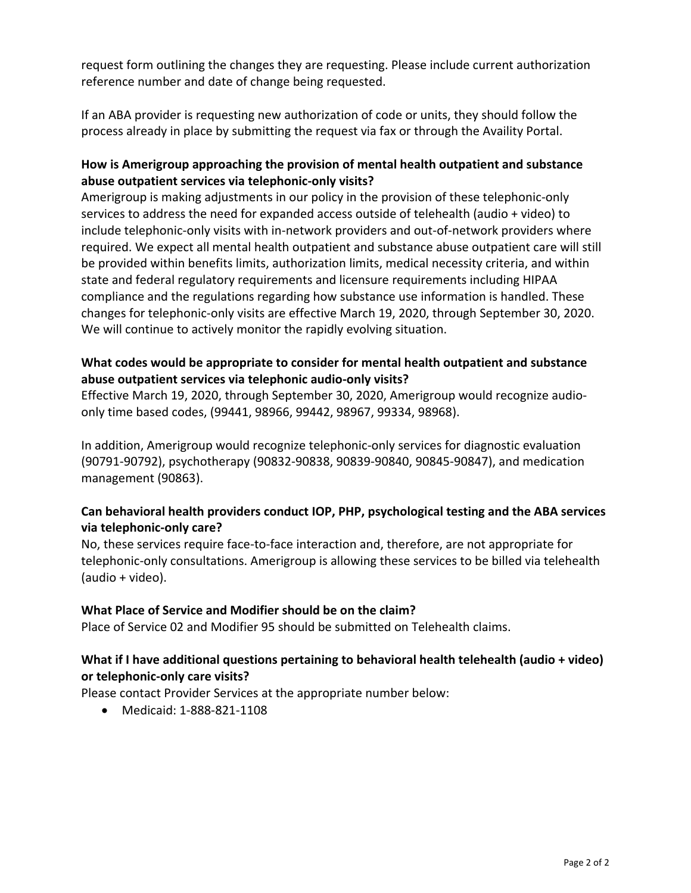request form outlining the changes they are requesting. Please include current authorization reference number and date of change being requested.

If an ABA provider is requesting new authorization of code or units, they should follow the process already in place by submitting the request via fax or through the Availity Portal.

**How is Amerigroup approaching the provision of mental health outpatient and substance abuse outpatient services via telephonic-only visits?**

Amerigroup is making adjustments in our policy in the provision of these telephonic-only services to address the need for expanded access outside of telehealth (audio + video) to include telephonic-only visits with in-network providers and out-of-network providers where required. We expect all mental health outpatient and substance abuse outpatient care will still be provided within benefits limits, authorization limits, medical necessity criteria, and within state and federal regulatory requirements and licensure requirements including HIPAA compliance and the regulations regarding how substance use information is handled. These changes for telephonic-only visits are effective March 19, 2020, through September 30, 2020. We will continue to actively monitor the rapidly evolving situation.

**What codes would be appropriate to consider for mental health outpatient and substance abuse outpatient services via telephonic audio-only visits?**

Effective March 19, 2020, through September 30, 2020, Amerigroup would recognize audio-only time based codes, (99441, 98966, 99442, 98967, 99334, 98968).

In addition, Amerigroup would recognize telephonic-only services for diagnostic evaluation (90791-90792), psychotherapy (90832-90838, 90839-90840, 90845-90847), and medication management (90863).

**Can behavioral health providers conduct IOP, PHP, psychological testing and the ABA services via telephonic-only care?**

No, these services require face-to-face interaction and, therefore, are not appropriate for telephonic-only consultations. Amerigroup is allowing these services to be billed via telehealth (audio + video).

**What Place of Service and Modifier should be on the claim?**

Place of Service 02 and Modifier 95 should be submitted on Telehealth claims.

**What if I have additional questions pertaining to behavioral health telehealth (audio + video) or telephonic-only care visits?**

Please contact Provider Services at the appropriate number below:

- Medicaid: 1-888-821-1108